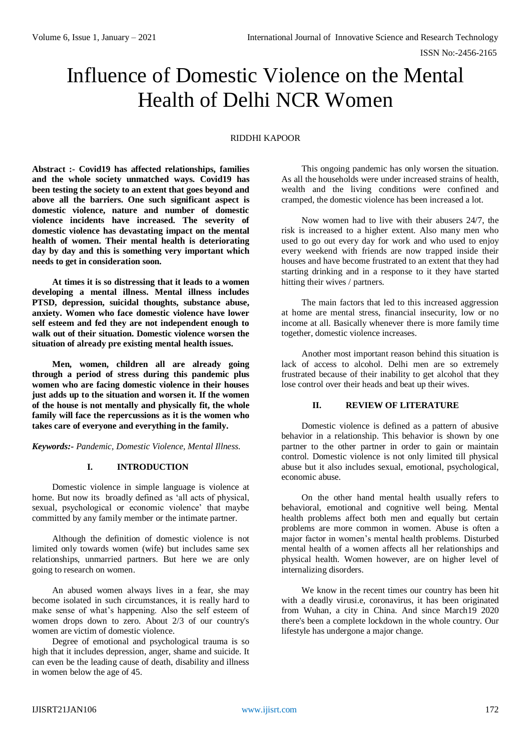# Influence of Domestic Violence on the Mental Health of Delhi NCR Women

RIDDHI KAPOOR

**Abstract :- Covid19 has affected relationships, families and the whole society unmatched ways. Covid19 has been testing the society to an extent that goes beyond and above all the barriers. One such significant aspect is domestic violence, nature and number of domestic violence incidents have increased. The severity of domestic violence has devastating impact on the mental health of women. Their mental health is deteriorating day by day and this is something very important which needs to get in consideration soon.**

**At times it is so distressing that it leads to a women developing a mental illness. Mental illness includes PTSD, depression, suicidal thoughts, substance abuse, anxiety. Women who face domestic violence have lower self esteem and fed they are not independent enough to walk out of their situation. Domestic violence worsen the situation of already pre existing mental health issues.**

**Men, women, children all are already going through a period of stress during this pandemic plus women who are facing domestic violence in their houses just adds up to the situation and worsen it. If the women of the house is not mentally and physically fit, the whole family will face the repercussions as it is the women who takes care of everyone and everything in the family.**

***Keywords:-*** *Pandemic, Domestic Violence, Mental Illness.*

## I. INTRODUCTION

Domestic violence in simple language is violence at home. But now its broadly defined as 'all acts of physical, sexual, psychological or economic violence' that maybe committed by any family member or the intimate partner.

Although the definition of domestic violence is not limited only towards women (wife) but includes same sex relationships, unmarried partners. But here we are only going to research on women.

An abused women always lives in a fear, she may become isolated in such circumstances, it is really hard to make sense of what's happening. Also the self esteem of women drops down to zero. About 2/3 of our country's women are victim of domestic violence.

Degree of emotional and psychological trauma is so high that it includes depression, anger, shame and suicide. It can even be the leading cause of death, disability and illness in women below the age of 45.

This ongoing pandemic has only worsen the situation. As all the households were under increased strains of health, wealth and the living conditions were confined and cramped, the domestic violence has been increased a lot.

Now women had to live with their abusers 24/7, the risk is increased to a higher extent. Also many men who used to go out every day for work and who used to enjoy every weekend with friends are now trapped inside their houses and have become frustrated to an extent that they had starting drinking and in a response to it they have started hitting their wives / partners.

The main factors that led to this increased aggression at home are mental stress, financial insecurity, low or no income at all. Basically whenever there is more family time together, domestic violence increases.

Another most important reason behind this situation is lack of access to alcohol. Delhi men are so extremely frustrated because of their inability to get alcohol that they lose control over their heads and beat up their wives.

## II. REVIEW OF LITERATURE

Domestic violence is defined as a pattern of abusive behavior in a relationship. This behavior is shown by one partner to the other partner in order to gain or maintain control. Domestic violence is not only limited till physical abuse but it also includes sexual, emotional, psychological, economic abuse.

On the other hand mental health usually refers to behavioral, emotional and cognitive well being. Mental health problems affect both men and equally but certain problems are more common in women. Abuse is often a major factor in women's mental health problems. Disturbed mental health of a women affects all her relationships and physical health. Women however, are on higher level of internalizing disorders.

We know in the recent times our country has been hit with a deadly virusi.e, coronavirus, it has been originated from Wuhan, a city in China. And since March19 2020 there's been a complete lockdown in the whole country. Our lifestyle has undergone a major change.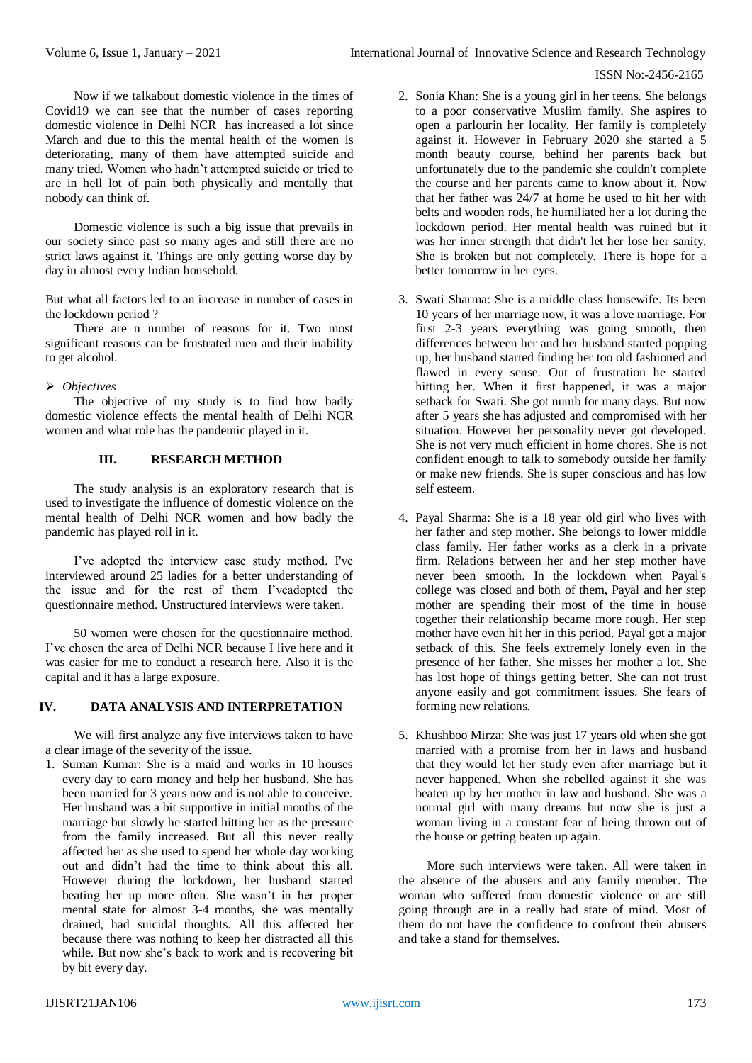Now if we talkabout domestic violence in the times of Covid19 we can see that the number of cases reporting domestic violence in Delhi NCR has increased a lot since March and due to this the mental health of the women is deteriorating, many of them have attempted suicide and many tried. Women who hadn't attempted suicide or tried to are in hell lot of pain both physically and mentally that nobody can think of.

Domestic violence is such a big issue that prevails in our society since past so many ages and still there are no strict laws against it. Things are only getting worse day by day in almost every Indian household.

But what all factors led to an increase in number of cases in the lockdown period ?

There are n number of reasons for it. Two most significant reasons can be frustrated men and their inability to get alcohol.

- *Objectives*

The objective of my study is to find how badly domestic violence effects the mental health of Delhi NCR women and what role has the pandemic played in it.

## III. RESEARCH METHOD

The study analysis is an exploratory research that is used to investigate the influence of domestic violence on the mental health of Delhi NCR women and how badly the pandemic has played roll in it.

I've adopted the interview case study method. I've interviewed around 25 ladies for a better understanding of the issue and for the rest of them I'veadopted the questionnaire method. Unstructured interviews were taken.

50 women were chosen for the questionnaire method. I've chosen the area of Delhi NCR because I live here and it was easier for me to conduct a research here. Also it is the capital and it has a large exposure.

## IV. DATA ANALYSIS AND INTERPRETATION

We will first analyze any five interviews taken to have a clear image of the severity of the issue.

1. Suman Kumar: She is a maid and works in 10 houses every day to earn money and help her husband. She has been married for 3 years now and is not able to conceive. Her husband was a bit supportive in initial months of the marriage but slowly he started hitting her as the pressure from the family increased. But all this never really affected her as she used to spend her whole day working out and didn't had the time to think about this all. However during the lockdown, her husband started beating her up more often. She wasn't in her proper mental state for almost 3-4 months, she was mentally drained, had suicidal thoughts. All this affected her because there was nothing to keep her distracted all this while. But now she's back to work and is recovering bit by bit every day.
2. Sonia Khan: She is a young girl in her teens. She belongs to a poor conservative Muslim family. She aspires to open a parlourin her locality. Her family is completely against it. However in February 2020 she started a 5 month beauty course, behind her parents back but unfortunately due to the pandemic she couldn't complete the course and her parents came to know about it. Now that her father was 24/7 at home he used to hit her with belts and wooden rods, he humiliated her a lot during the lockdown period. Her mental health was ruined but it was her inner strength that didn't let her lose her sanity. She is broken but not completely. There is hope for a better tomorrow in her eyes.
3. Swati Sharma: She is a middle class housewife. Its been 10 years of her marriage now, it was a love marriage. For first 2-3 years everything was going smooth, then differences between her and her husband started popping up, her husband started finding her too old fashioned and flawed in every sense. Out of frustration he started hitting her. When it first happened, it was a major setback for Swati. She got numb for many days. But now after 5 years she has adjusted and compromised with her situation. However her personality never got developed. She is not very much efficient in home chores. She is not confident enough to talk to somebody outside her family or make new friends. She is super conscious and has low self esteem.
4. Payal Sharma: She is a 18 year old girl who lives with her father and step mother. She belongs to lower middle class family. Her father works as a clerk in a private firm. Relations between her and her step mother have never been smooth. In the lockdown when Payal's college was closed and both of them, Payal and her step mother are spending their most of the time in house together their relationship became more rough. Her step mother have even hit her in this period. Payal got a major setback of this. She feels extremely lonely even in the presence of her father. She misses her mother a lot. She has lost hope of things getting better. She can not trust anyone easily and got commitment issues. She fears of forming new relations.
5. Khushboo Mirza: She was just 17 years old when she got married with a promise from her in laws and husband that they would let her study even after marriage but it never happened. When she rebelled against it she was beaten up by her mother in law and husband. She was a normal girl with many dreams but now she is just a woman living in a constant fear of being thrown out of the house or getting beaten up again.

More such interviews were taken. All were taken in the absence of the abusers and any family member. The woman who suffered from domestic violence or are still going through are in a really bad state of mind. Most of them do not have the confidence to confront their abusers and take a stand for themselves.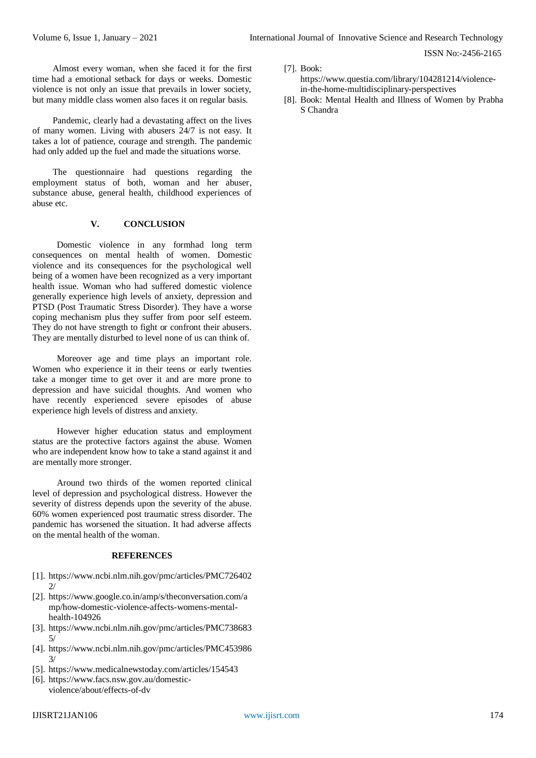Almost every woman, when she faced it for the first time had a emotional setback for days or weeks. Domestic violence is not only an issue that prevails in lower society, but many middle class women also faces it on regular basis.

Pandemic, clearly had a devastating affect on the lives of many women. Living with abusers 24/7 is not easy. It takes a lot of patience, courage and strength. The pandemic had only added up the fuel and made the situations worse.

The questionnaire had questions regarding the employment status of both, woman and her abuser, substance abuse, general health, childhood experiences of abuse etc.

## V. CONCLUSION

Domestic violence in any formhad long term consequences on mental health of women. Domestic violence and its consequences for the psychological well being of a women have been recognized as a very important health issue. Woman who had suffered domestic violence generally experience high levels of anxiety, depression and PTSD (Post Traumatic Stress Disorder). They have a worse coping mechanism plus they suffer from poor self esteem. They do not have strength to fight or confront their abusers. They are mentally disturbed to level none of us can think of.

Moreover age and time plays an important role. Women who experience it in their teens or early twenties take a monger time to get over it and are more prone to depression and have suicidal thoughts. And women who have recently experienced severe episodes of abuse experience high levels of distress and anxiety.

However higher education status and employment status are the protective factors against the abuse. Women who are independent know how to take a stand against it and are mentally more stronger.

Around two thirds of the women reported clinical level of depression and psychological distress. However the severity of distress depends upon the severity of the abuse. 60% women experienced post traumatic stress disorder. The pandemic has worsened the situation. It had adverse affects on the mental health of the woman.

## REFERENCES

- [1]. https://www.ncbi.nlm.nih.gov/pmc/articles/PMC7264022/
- [2]. https://www.google.co.in/amp/s/theconversation.com/amp/how-domestic-violence-affects-womens-mental-health-104926
- [3]. https://www.ncbi.nlm.nih.gov/pmc/articles/PMC7386835/
- [4]. https://www.ncbi.nlm.nih.gov/pmc/articles/PMC4539863/
- [5]. https://www.medicalnewstoday.com/articles/154543
- [6]. https://www.facs.nsw.gov.au/domestic-violence/about/effects-of-dv
- [7]. Book: https://www.questia.com/library/104281214/violence-in-the-home-multidisciplinary-perspectives
- [8]. Book: Mental Health and Illness of Women by Prabha S Chandra